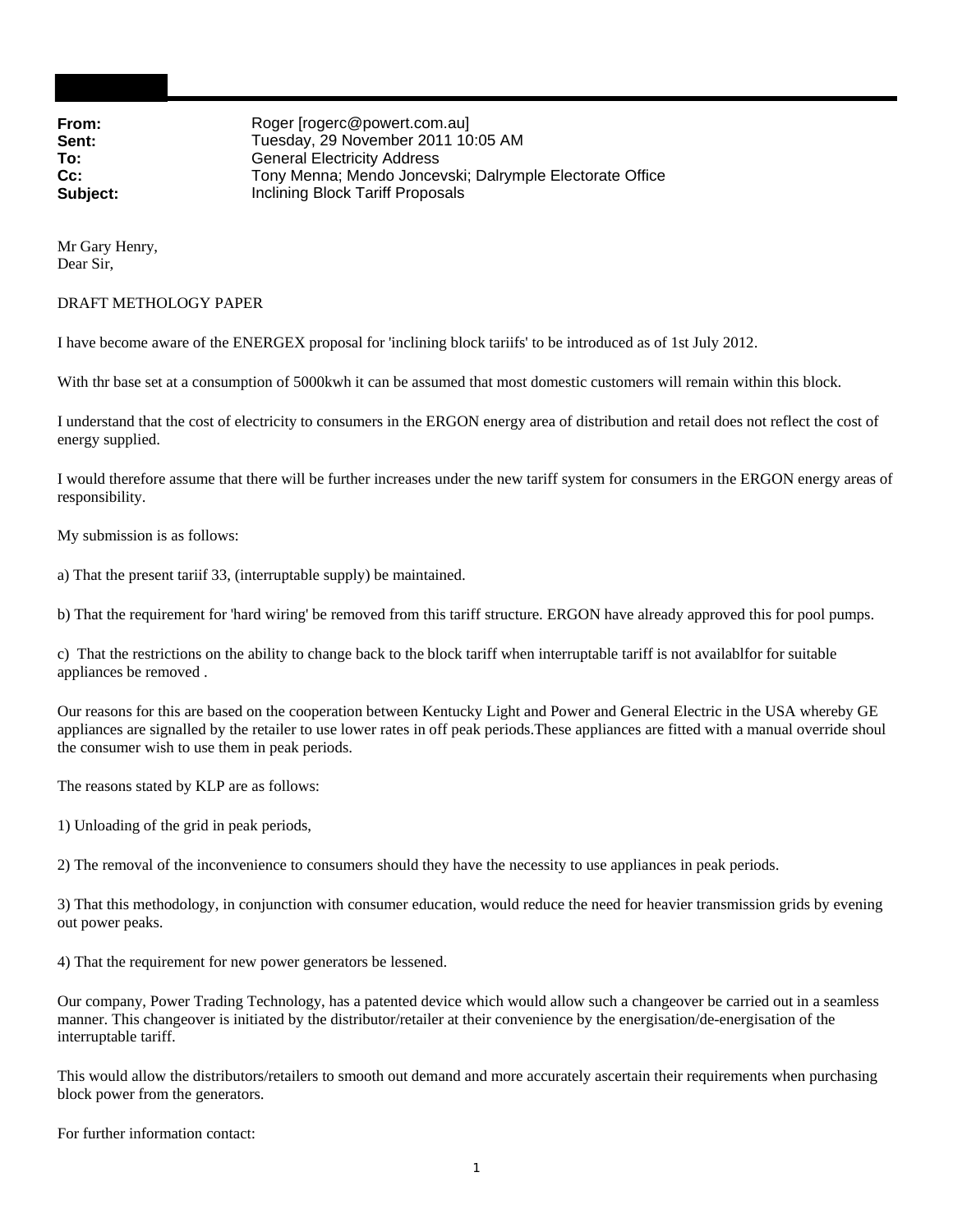**From:** Roger [rogerc@powert.com.au]
**Sent:** Tuesday, 29 November 2011 10:05 AM
**To:** General Electricity Address
**Cc:** Tony Menna; Mendo Joncevski; Dalrymple Electorate Office
**Subject:** Inclining Block Tariff Proposals

Mr Gary Henry,
Dear Sir,

DRAFT METHOLOGY PAPER

I have become aware of the ENERGEX proposal for 'inclining block tariifs' to be introduced as of 1st July 2012.

With thr base set at a consumption of 5000kwh it can be assumed that most domestic customers will remain within this block.

I understand that the cost of electricity to consumers in the ERGON energy area of distribution and retail does not reflect the cost of energy supplied.

I would therefore assume that there will be further increases under the new tariff system for consumers in the ERGON energy areas of responsibility.

My submission is as follows:

a) That the present tariif 33, (interruptable supply) be maintained.

b) That the requirement for 'hard wiring' be removed from this tariff structure. ERGON have already approved this for pool pumps.

c) That the restrictions on the ability to change back to the block tariff when interruptable tariff is not availablfor for suitable appliances be removed .

Our reasons for this are based on the cooperation between Kentucky Light and Power and General Electric in the USA whereby GE appliances are signalled by the retailer to use lower rates in off peak periods.These appliances are fitted with a manual override shoul the consumer wish to use them in peak periods.

The reasons stated by KLP are as follows:

1) Unloading of the grid in peak periods,

2) The removal of the inconvenience to consumers should they have the necessity to use appliances in peak periods.

3) That this methodology, in conjunction with consumer education, would reduce the need for heavier transmission grids by evening out power peaks.

4) That the requirement for new power generators be lessened.

Our company, Power Trading Technology, has a patented device which would allow such a changeover be carried out in a seamless manner. This changeover is initiated by the distributor/retailer at their convenience by the energisation/de-energisation of the interruptable tariff.

This would allow the distributors/retailers to smooth out demand and more accurately ascertain their requirements when purchasing block power from the generators.

For further information contact: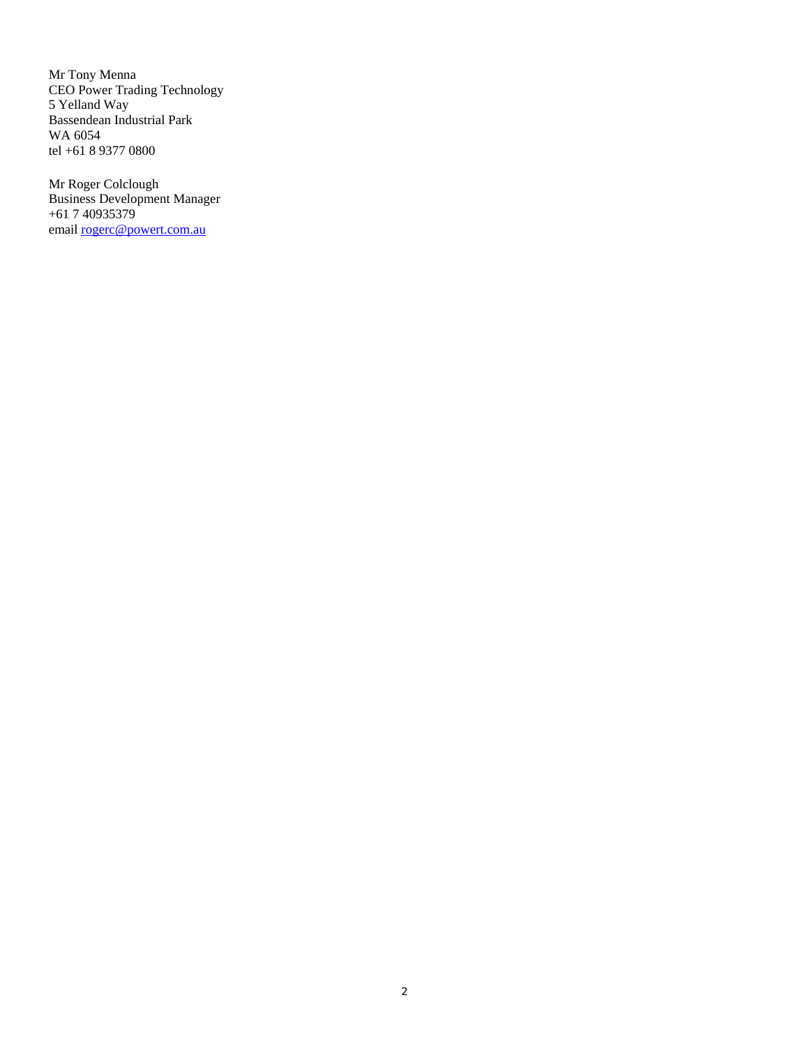Mr Tony Menna
CEO Power Trading Technology
5 Yelland Way
Bassendean Industrial Park
WA 6054
tel +61 8 9377 0800

Mr Roger Colclough
Business Development Manager
+61 7 40935379
email rogerc@powert.com.au